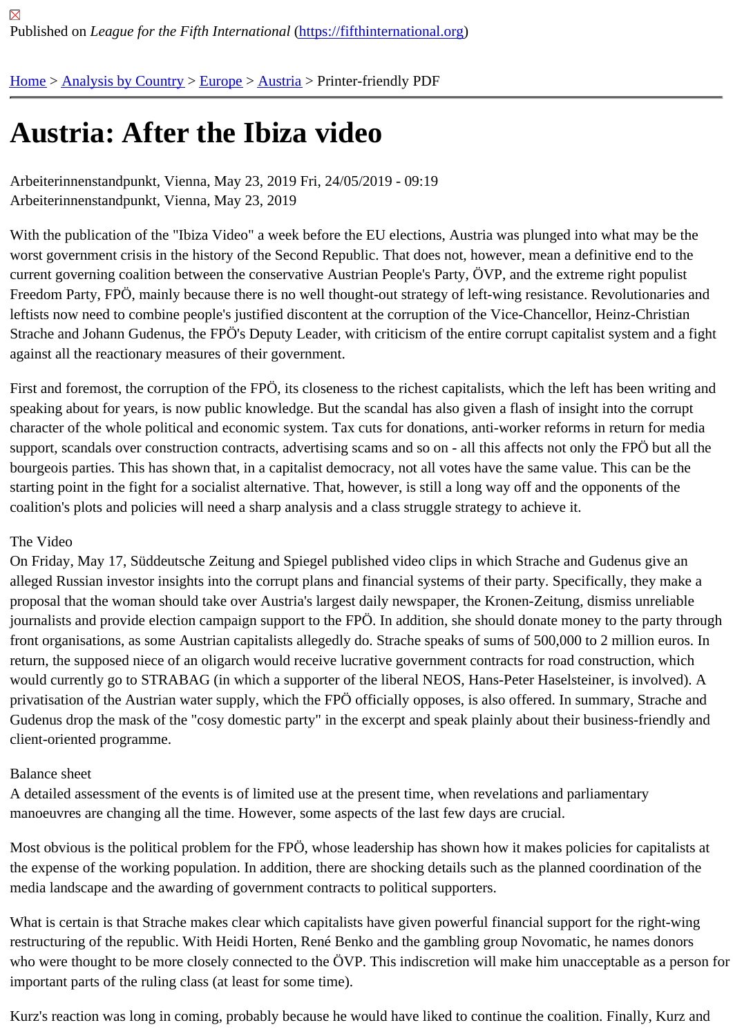Published on *League for the Fifth International* (https://fifthinternational.org)

Home > Analysis by Country > Europe > Austria > Printer-friendly PDF

# Austria: After the Ibiza video

Arbeiterinnenstandpunkt, Vienna, May 23, 2019 Fri, 24/05/2019 - 09:19
Arbeiterinnenstandpunkt, Vienna, May 23, 2019

With the publication of the "Ibiza Video" a week before the EU elections, Austria was plunged into what may be the worst government crisis in the history of the Second Republic. That does not, however, mean a definitive end to the current governing coalition between the conservative Austrian People's Party, ÖVP, and the extreme right populist Freedom Party, FPÖ, mainly because there is no well thought-out strategy of left-wing resistance. Revolutionaries and leftists now need to combine people's justified discontent at the corruption of the Vice-Chancellor, Heinz-Christian Strache and Johann Gudenus, the FPÖ's Deputy Leader, with criticism of the entire corrupt capitalist system and a fight against all the reactionary measures of their government.

First and foremost, the corruption of the FPÖ, its closeness to the richest capitalists, which the left has been writing and speaking about for years, is now public knowledge. But the scandal has also given a flash of insight into the corrupt character of the whole political and economic system. Tax cuts for donations, anti-worker reforms in return for media support, scandals over construction contracts, advertising scams and so on - all this affects not only the FPÖ but all the bourgeois parties. This has shown that, in a capitalist democracy, not all votes have the same value. This can be the starting point in the fight for a socialist alternative. That, however, is still a long way off and the opponents of the coalition's plots and policies will need a sharp analysis and a class struggle strategy to achieve it.

## The Video

On Friday, May 17, Süddeutsche Zeitung and Spiegel published video clips in which Strache and Gudenus give an alleged Russian investor insights into the corrupt plans and financial systems of their party. Specifically, they make a proposal that the woman should take over Austria's largest daily newspaper, the Kronen-Zeitung, dismiss unreliable journalists and provide election campaign support to the FPÖ. In addition, she should donate money to the party through front organisations, as some Austrian capitalists allegedly do. Strache speaks of sums of 500,000 to 2 million euros. In return, the supposed niece of an oligarch would receive lucrative government contracts for road construction, which would currently go to STRABAG (in which a supporter of the liberal NEOS, Hans-Peter Haselsteiner, is involved). A privatisation of the Austrian water supply, which the FPÖ officially opposes, is also offered. In summary, Strache and Gudenus drop the mask of the "cosy domestic party" in the excerpt and speak plainly about their business-friendly and client-oriented programme.

## Balance sheet

A detailed assessment of the events is of limited use at the present time, when revelations and parliamentary manoeuvres are changing all the time. However, some aspects of the last few days are crucial.

Most obvious is the political problem for the FPÖ, whose leadership has shown how it makes policies for capitalists at the expense of the working population. In addition, there are shocking details such as the planned coordination of the media landscape and the awarding of government contracts to political supporters.

What is certain is that Strache makes clear which capitalists have given powerful financial support for the right-wing restructuring of the republic. With Heidi Horten, René Benko and the gambling group Novomatic, he names donors who were thought to be more closely connected to the ÖVP. This indiscretion will make him unacceptable as a person for important parts of the ruling class (at least for some time).

Kurz's reaction was long in coming, probably because he would have liked to continue the coalition. Finally, Kurz and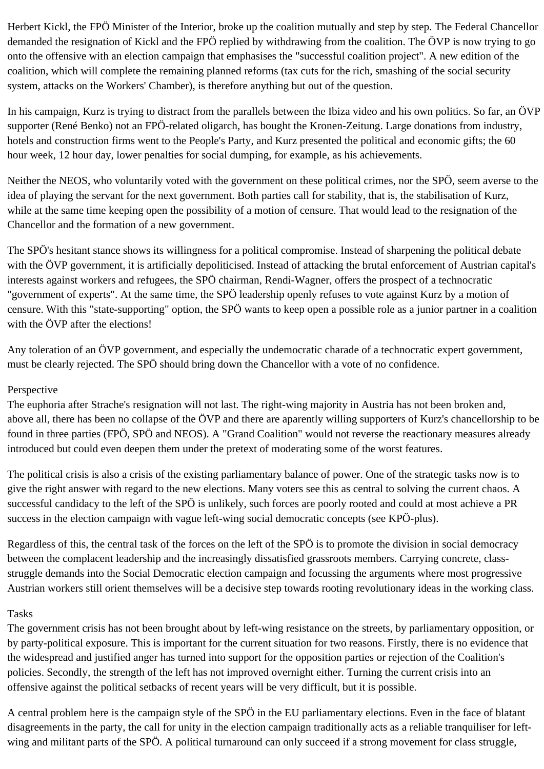Herbert Kickl, the FPÖ Minister of the Interior, broke up the coalition mutually and step by step. The Federal Chancellor demanded the resignation of Kickl and the FPÖ replied by withdrawing from the coalition. The ÖVP is now trying to go onto the offensive with an election campaign that emphasises the "successful coalition project". A new edition of the coalition, which will complete the remaining planned reforms (tax cuts for the rich, smashing of the social security system, attacks on the Workers' Chamber), is therefore anything but out of the question.

In his campaign, Kurz is trying to distract from the parallels between the Ibiza video and his own politics. So far, an ÖVP supporter (René Benko) not an FPÖ-related oligarch, has bought the Kronen-Zeitung. Large donations from industry, hotels and construction firms went to the People's Party, and Kurz presented the political and economic gifts; the 60 hour week, 12 hour day, lower penalties for social dumping, for example, as his achievements.

Neither the NEOS, who voluntarily voted with the government on these political crimes, nor the SPÖ, seem averse to the idea of playing the servant for the next government. Both parties call for stability, that is, the stabilisation of Kurz, while at the same time keeping open the possibility of a motion of censure. That would lead to the resignation of the Chancellor and the formation of a new government.

The SPÖ's hesitant stance shows its willingness for a political compromise. Instead of sharpening the political debate with the ÖVP government, it is artificially depoliticised. Instead of attacking the brutal enforcement of Austrian capital's interests against workers and refugees, the SPÖ chairman, Rendi-Wagner, offers the prospect of a technocratic "government of experts". At the same time, the SPÖ leadership openly refuses to vote against Kurz by a motion of censure. With this "state-supporting" option, the SPÖ wants to keep open a possible role as a junior partner in a coalition with the ÖVP after the elections!

Any toleration of an ÖVP government, and especially the undemocratic charade of a technocratic expert government, must be clearly rejected. The SPÖ should bring down the Chancellor with a vote of no confidence.

## Perspective

The euphoria after Strache's resignation will not last. The right-wing majority in Austria has not been broken and, above all, there has been no collapse of the ÖVP and there are apparently willing supporters of Kurz's chancellorship to be found in three parties (FPÖ, SPÖ and NEOS). A "Grand Coalition" would not reverse the reactionary measures already introduced but could even deepen them under the pretext of moderating some of the worst features.

The political crisis is also a crisis of the existing parliamentary balance of power. One of the strategic tasks now is to give the right answer with regard to the new elections. Many voters see this as central to solving the current chaos. A successful candidacy to the left of the SPÖ is unlikely, such forces are poorly rooted and could at most achieve a PR success in the election campaign with vague left-wing social democratic concepts (see KPÖ-plus).

Regardless of this, the central task of the forces on the left of the SPÖ is to promote the division in social democracy between the complacent leadership and the increasingly dissatisfied grassroots members. Carrying concrete, class-struggle demands into the Social Democratic election campaign and focussing the arguments where most progressive Austrian workers still orient themselves will be a decisive step towards rooting revolutionary ideas in the working class.

## Tasks

The government crisis has not been brought about by left-wing resistance on the streets, by parliamentary opposition, or by party-political exposure. This is important for the current situation for two reasons. Firstly, there is no evidence that the widespread and justified anger has turned into support for the opposition parties or rejection of the Coalition's policies. Secondly, the strength of the left has not improved overnight either. Turning the current crisis into an offensive against the political setbacks of recent years will be very difficult, but it is possible.

A central problem here is the campaign style of the SPÖ in the EU parliamentary elections. Even in the face of blatant disagreements in the party, the call for unity in the election campaign traditionally acts as a reliable tranquiliser for left-wing and militant parts of the SPÖ. A political turnaround can only succeed if a strong movement for class struggle,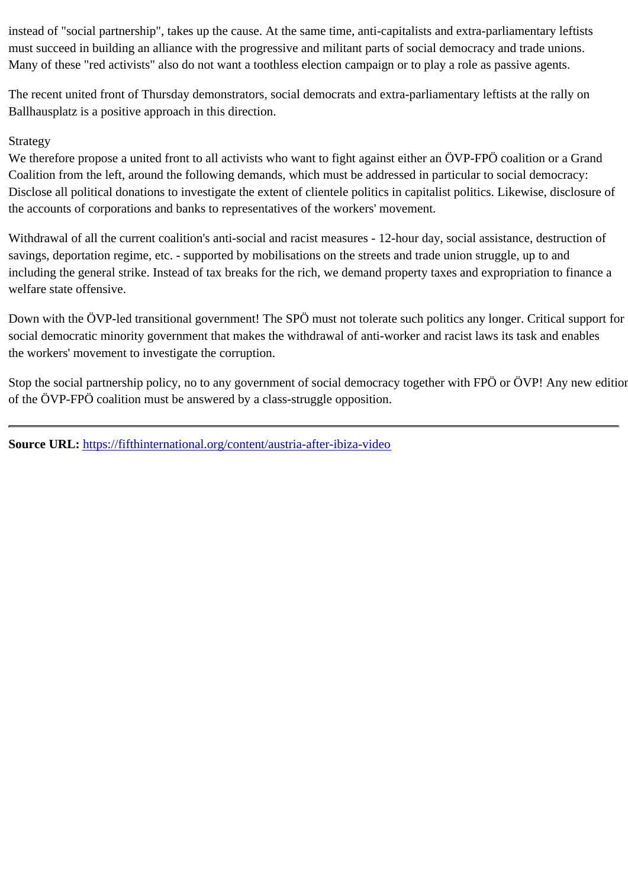instead of "social partnership", takes up the cause. At the same time, anti-capitalists and extra-parliamentary leftists must succeed in building an alliance with the progressive and militant parts of social democracy and trade unions. Many of these "red activists" also do not want a toothless election campaign or to play a role as passive agents.

The recent united front of Thursday demonstrators, social democrats and extra-parliamentary leftists at the rally on Ballhausplatz is a positive approach in this direction.

Strategy

We therefore propose a united front to all activists who want to fight against either an ÖVP-FPÖ coalition or a Grand Coalition from the left, around the following demands, which must be addressed in particular to social democracy: Disclose all political donations to investigate the extent of clientele politics in capitalist politics. Likewise, disclosure of the accounts of corporations and banks to representatives of the workers' movement.

Withdrawal of all the current coalition's anti-social and racist measures - 12-hour day, social assistance, destruction of savings, deportation regime, etc. - supported by mobilisations on the streets and trade union struggle, up to and including the general strike. Instead of tax breaks for the rich, we demand property taxes and expropriation to finance a welfare state offensive.

Down with the ÖVP-led transitional government! The SPÖ must not tolerate such politics any longer. Critical support for a social democratic minority government that makes the withdrawal of anti-worker and racist laws its task and enables the workers' movement to investigate the corruption.

Stop the social partnership policy, no to any government of social democracy together with FPÖ or ÖVP! Any new edition of the ÖVP-FPÖ coalition must be answered by a class-struggle opposition.

---

**Source URL:** https://fifthinternational.org/content/austria-after-ibiza-video